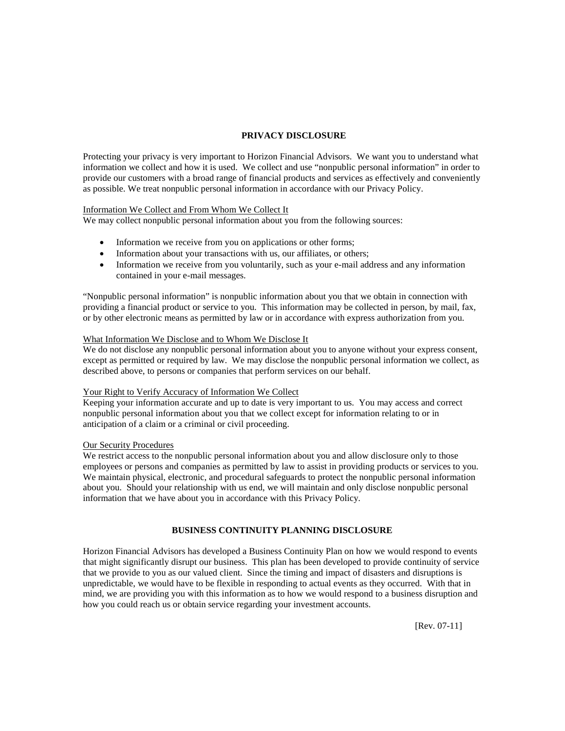## PRIVACY DISCLOSURE

Protecting your privacy is very important to Horizon Financial Advisors. We want you to understand what information we collect and how it is used. We collect and use "nonpublic personal information" in order to provide our customers with a broad range of financial products and services as effectively and conveniently as possible. We treat nonpublic personal information in accordance with our Privacy Policy.

<u>Information We Collect and From Whom We Collect It</u>

We may collect nonpublic personal information about you from the following sources:

- Information we receive from you on applications or other forms;
- Information about your transactions with us, our affiliates, or others;
- Information we receive from you voluntarily, such as your e-mail address and any information contained in your e-mail messages.

"Nonpublic personal information" is nonpublic information about you that we obtain in connection with providing a financial product or service to you. This information may be collected in person, by mail, fax, or by other electronic means as permitted by law or in accordance with express authorization from you.

<u>What Information We Disclose and to Whom We Disclose It</u>

We do not disclose any nonpublic personal information about you to anyone without your express consent, except as permitted or required by law. We may disclose the nonpublic personal information we collect, as described above, to persons or companies that perform services on our behalf.

<u>Your Right to Verify Accuracy of Information We Collect</u>

Keeping your information accurate and up to date is very important to us. You may access and correct nonpublic personal information about you that we collect except for information relating to or in anticipation of a claim or a criminal or civil proceeding.

<u>Our Security Procedures</u>

We restrict access to the nonpublic personal information about you and allow disclosure only to those employees or persons and companies as permitted by law to assist in providing products or services to you. We maintain physical, electronic, and procedural safeguards to protect the nonpublic personal information about you. Should your relationship with us end, we will maintain and only disclose nonpublic personal information that we have about you in accordance with this Privacy Policy.

## BUSINESS CONTINUITY PLANNING DISCLOSURE

Horizon Financial Advisors has developed a Business Continuity Plan on how we would respond to events that might significantly disrupt our business. This plan has been developed to provide continuity of service that we provide to you as our valued client. Since the timing and impact of disasters and disruptions is unpredictable, we would have to be flexible in responding to actual events as they occurred. With that in mind, we are providing you with this information as to how we would respond to a business disruption and how you could reach us or obtain service regarding your investment accounts.

[Rev. 07-11]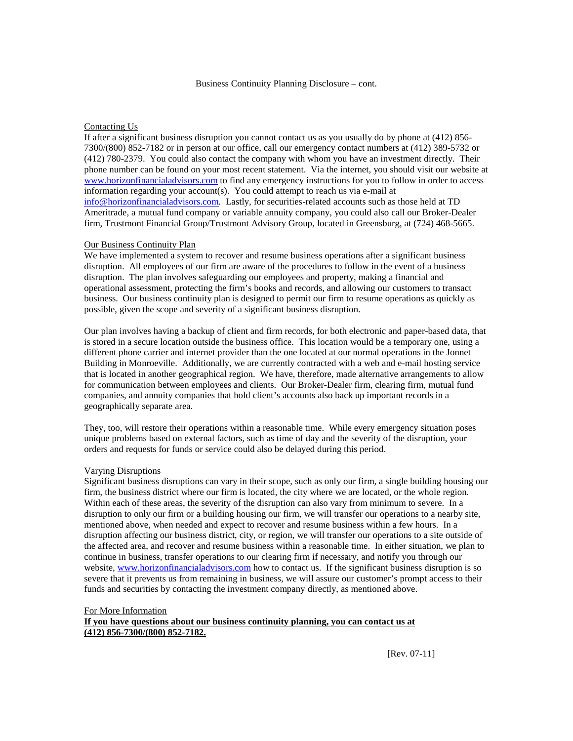Business Continuity Planning Disclosure – cont.

Contacting Us

If after a significant business disruption you cannot contact us as you usually do by phone at (412) 856-7300/(800) 852-7182 or in person at our office, call our emergency contact numbers at (412) 389-5732 or (412) 780-2379. You could also contact the company with whom you have an investment directly. Their phone number can be found on your most recent statement. Via the internet, you should visit our website at www.horizonfinancialadvisors.com to find any emergency instructions for you to follow in order to access information regarding your account(s). You could attempt to reach us via e-mail at info@horizonfinancialadvisors.com. Lastly, for securities-related accounts such as those held at TD Ameritrade, a mutual fund company or variable annuity company, you could also call our Broker-Dealer firm, Trustmont Financial Group/Trustmont Advisory Group, located in Greensburg, at (724) 468-5665.

Our Business Continuity Plan

We have implemented a system to recover and resume business operations after a significant business disruption. All employees of our firm are aware of the procedures to follow in the event of a business disruption. The plan involves safeguarding our employees and property, making a financial and operational assessment, protecting the firm's books and records, and allowing our customers to transact business. Our business continuity plan is designed to permit our firm to resume operations as quickly as possible, given the scope and severity of a significant business disruption.

Our plan involves having a backup of client and firm records, for both electronic and paper-based data, that is stored in a secure location outside the business office. This location would be a temporary one, using a different phone carrier and internet provider than the one located at our normal operations in the Jonnet Building in Monroeville. Additionally, we are currently contracted with a web and e-mail hosting service that is located in another geographical region. We have, therefore, made alternative arrangements to allow for communication between employees and clients. Our Broker-Dealer firm, clearing firm, mutual fund companies, and annuity companies that hold client's accounts also back up important records in a geographically separate area.

They, too, will restore their operations within a reasonable time. While every emergency situation poses unique problems based on external factors, such as time of day and the severity of the disruption, your orders and requests for funds or service could also be delayed during this period.

Varying Disruptions

Significant business disruptions can vary in their scope, such as only our firm, a single building housing our firm, the business district where our firm is located, the city where we are located, or the whole region. Within each of these areas, the severity of the disruption can also vary from minimum to severe. In a disruption to only our firm or a building housing our firm, we will transfer our operations to a nearby site, mentioned above, when needed and expect to recover and resume business within a few hours. In a disruption affecting our business district, city, or region, we will transfer our operations to a site outside of the affected area, and recover and resume business within a reasonable time. In either situation, we plan to continue in business, transfer operations to our clearing firm if necessary, and notify you through our website, www.horizonfinancialadvisors.com how to contact us. If the significant business disruption is so severe that it prevents us from remaining in business, we will assure our customer's prompt access to their funds and securities by contacting the investment company directly, as mentioned above.

For More Information

**If you have questions about our business continuity planning, you can contact us at (412) 856-7300/(800) 852-7182.**

[Rev. 07-11]